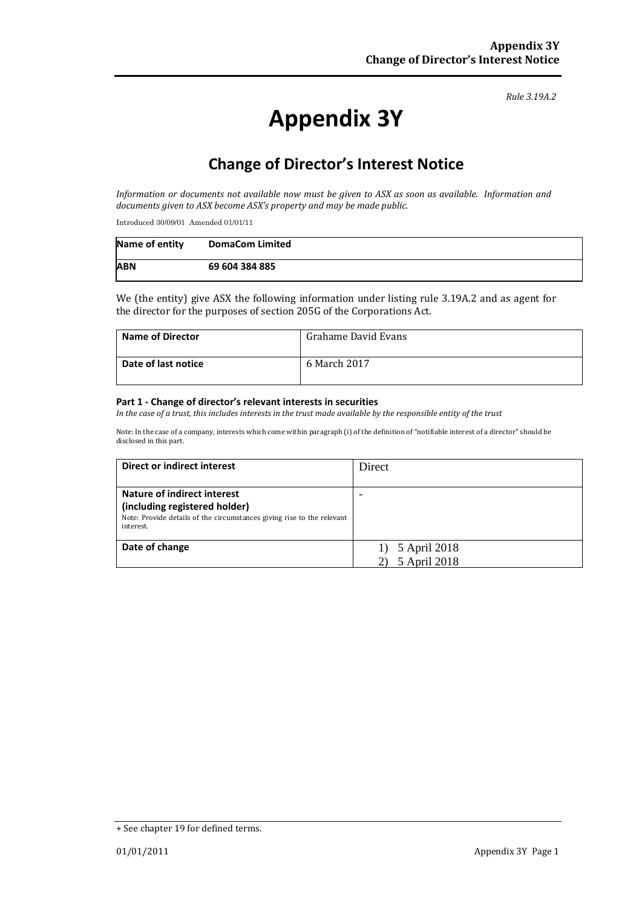*Rule 3.19A.2*

# Appendix 3Y

## Change of Director's Interest Notice

*Information or documents not available now must be given to ASX as soon as available. Information and documents given to ASX become ASX's property and may be made public.*

Introduced 30/09/01 Amended 01/01/11

| Name of entity | DomaCom Limited |
|---|---|
| ABN | 69 604 384 885 |

We (the entity) give ASX the following information under listing rule 3.19A.2 and as agent for the director for the purposes of section 205G of the Corporations Act.

| Name of Director | Grahame David Evans |
|---|---|
| Date of last notice | 6 March 2017 |

#### Part 1 - Change of director's relevant interests in securities

*In the case of a trust, this includes interests in the trust made available by the responsible entity of the trust*

Note: In the case of a company, interests which come within paragraph (i) of the definition of "notifiable interest of a director" should be disclosed in this part.

| Direct or indirect interest | Direct |
|---|---|
| **Nature of indirect interest (including registered holder)** Note: Provide details of the circumstances giving rise to the relevant interest. | - |
| **Date of change** | 1) 5 April 2018<br>2) 5 April 2018 |

+ See chapter 19 for defined terms.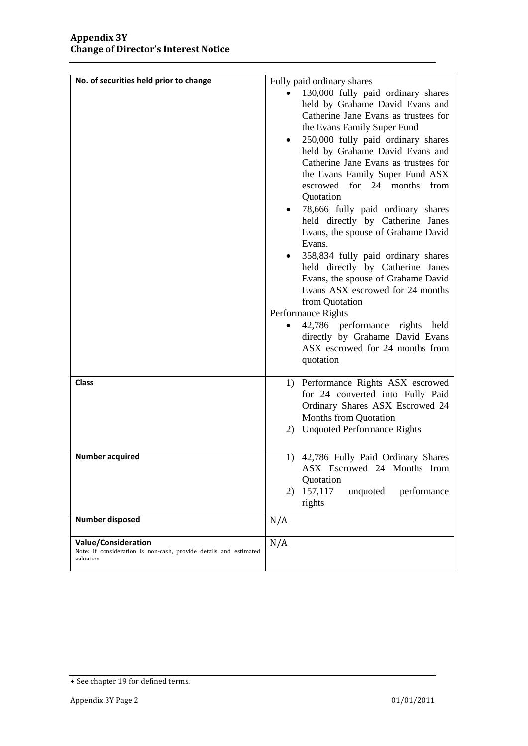| No. of securities held prior to change | Fully paid ordinary shares<br>• 130,000 fully paid ordinary shares held by Grahame David Evans and Catherine Jane Evans as trustees for the Evans Family Super Fund<br>• 250,000 fully paid ordinary shares held by Grahame David Evans and Catherine Jane Evans as trustees for the Evans Family Super Fund ASX escrowed for 24 months from Quotation<br>• 78,666 fully paid ordinary shares held directly by Catherine Janes Evans, the spouse of Grahame David Evans.<br>• 358,834 fully paid ordinary shares held directly by Catherine Janes Evans, the spouse of Grahame David Evans ASX escrowed for 24 months from Quotation<br>Performance Rights<br>• 42,786 performance rights held directly by Grahame David Evans ASX escrowed for 24 months from quotation |
|---|---|
| **Class** | 1) Performance Rights ASX escrowed for 24 converted into Fully Paid Ordinary Shares ASX Escrowed 24 Months from Quotation<br>2) Unquoted Performance Rights |
| **Number acquired** | 1) 42,786 Fully Paid Ordinary Shares ASX Escrowed 24 Months from Quotation<br>2) 157,117 unquoted performance rights |
| **Number disposed** | N/A |
| **Value/Consideration**<br>Note: If consideration is non-cash, provide details and estimated valuation | N/A |

+ See chapter 19 for defined terms.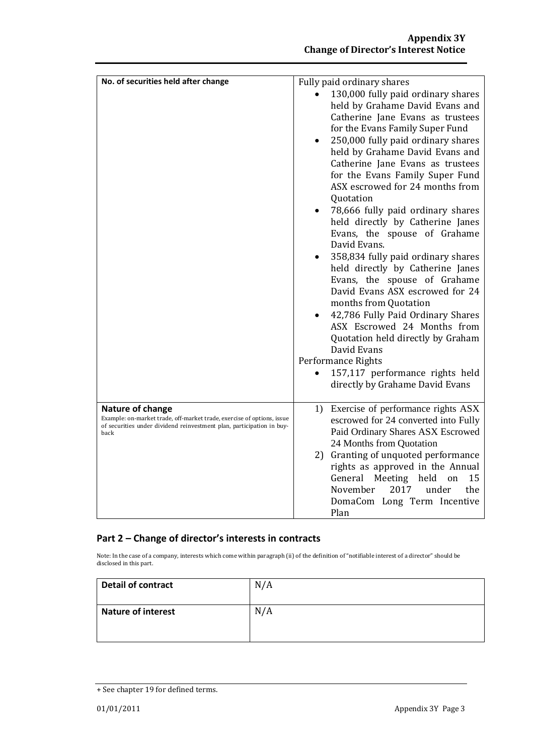| No. of securities held after change | Fully paid ordinary shares<br>• 130,000 fully paid ordinary shares held by Grahame David Evans and Catherine Jane Evans as trustees for the Evans Family Super Fund<br>• 250,000 fully paid ordinary shares held by Grahame David Evans and Catherine Jane Evans as trustees for the Evans Family Super Fund ASX escrowed for 24 months from Quotation<br>• 78,666 fully paid ordinary shares held directly by Catherine Janes Evans, the spouse of Grahame David Evans.<br>• 358,834 fully paid ordinary shares held directly by Catherine Janes Evans, the spouse of Grahame David Evans ASX escrowed for 24 months from Quotation<br>• 42,786 Fully Paid Ordinary Shares ASX Escrowed 24 Months from Quotation held directly by Graham David Evans<br>Performance Rights<br>• 157,117 performance rights held directly by Grahame David Evans |
|---|---|
| **Nature of change**<br>Example: on-market trade, off-market trade, exercise of options, issue of securities under dividend reinvestment plan, participation in buy-back | 1) Exercise of performance rights ASX escrowed for 24 converted into Fully Paid Ordinary Shares ASX Escrowed 24 Months from Quotation<br>2) Granting of unquoted performance rights as approved in the Annual General Meeting held on 15 November 2017 under the DomaCom Long Term Incentive Plan |

## Part 2 – Change of director's interests in contracts

Note: In the case of a company, interests which come within paragraph (ii) of the definition of "notifiable interest of a director" should be disclosed in this part.

| **Detail of contract** | N/A |
|---|---|
| **Nature of interest** | N/A |

+ See chapter 19 for defined terms.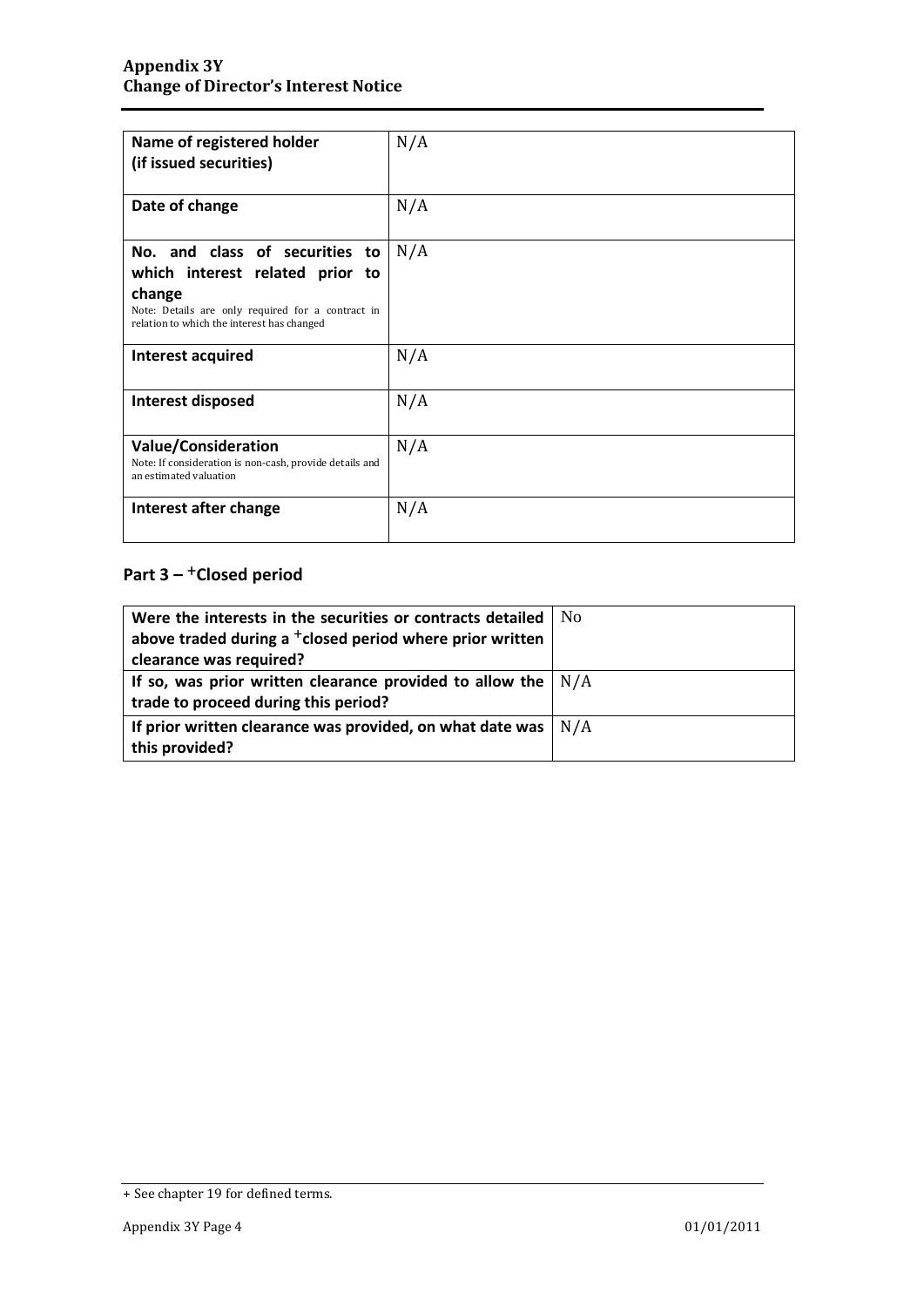| | |
|---|---|
| **Name of registered holder (if issued securities)** | N/A |
| **Date of change** | N/A |
| **No. and class of securities to which interest related prior to change** Note: Details are only required for a contract in relation to which the interest has changed | N/A |
| **Interest acquired** | N/A |
| **Interest disposed** | N/A |
| **Value/Consideration** Note: If consideration is non-cash, provide details and an estimated valuation | N/A |
| **Interest after change** | N/A |

## Part 3 – +Closed period

| | |
|---|---|
| **Were the interests in the securities or contracts detailed above traded during a +closed period where prior written clearance was required?** | No |
| **If so, was prior written clearance provided to allow the trade to proceed during this period?** | N/A |
| **If prior written clearance was provided, on what date was this provided?** | N/A |

+ See chapter 19 for defined terms.